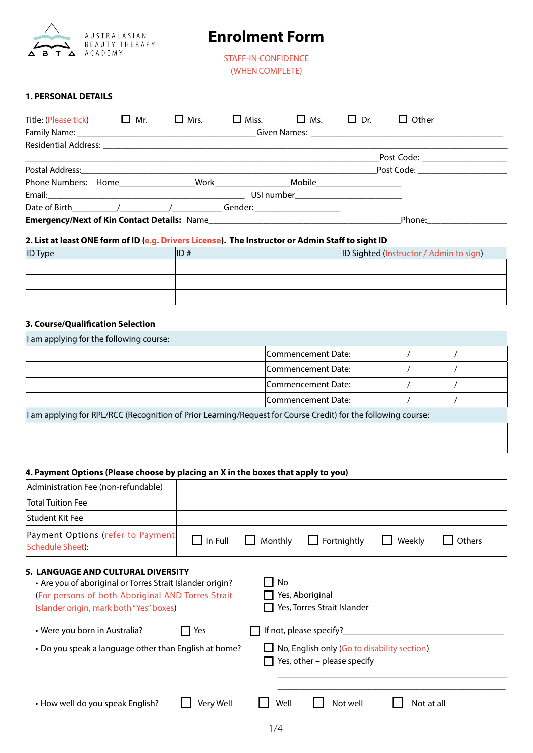AUSTRALASIAN BEAUTY THERAPY ACADEMY

# Enrolment Form

STAFF-IN-CONFIDENCE
(WHEN COMPLETE)

## 1. PERSONAL DETAILS

Title: (Please tick) ☐ Mr. ☐ Mrs. ☐ Miss. ☐ Ms. ☐ Dr. ☐ Other

Family Name: ______________________ Given Names: ______________________

Residential Address: __________________________________________________

______________________________________________ Post Code: ____________

Postal Address: ______________________________ Post Code: ____________

Phone Numbers: Home____________ Work____________ Mobile____________

Email: ______________________ USI number______________________

Date of Birth_______/_______/_______ Gender: ____________

**Emergency/Next of Kin Contact Details:** Name______________________ Phone:____________

## 2. List at least ONE form of ID (e.g. Drivers License). The Instructor or Admin Staff to sight ID

| ID Type | ID # | ID Sighted (Instructor / Admin to sign) |
|---|---|---|
| | | |
| | | |
| | | |

## 3. Course/Qualification Selection

I am applying for the following course:

| | | |
|---|---|---|
| | Commencement Date: | / / |
| | Commencement Date: | / / |
| | Commencement Date: | / / |
| | Commencement Date: | / / |

I am applying for RPL/RCC (Recognition of Prior Learning/Request for Course Credit) for the following course:

| |
|---|
| |
| |

## 4. Payment Options (Please choose by placing an X in the boxes that apply to you)

| | |
|---|---|
| Administration Fee (non-refundable) | |
| Total Tuition Fee | |
| Student Kit Fee | |
| Payment Options (refer to Payment Schedule Sheet): | ☐ In Full ☐ Monthly ☐ Fortnightly ☐ Weekly ☐ Others |

## 5. LANGUAGE AND CULTURAL DIVERSITY

- Are you of aboriginal or Torres Strait Islander origin? (For persons of both Aboriginal AND Torres Strait Islander origin, mark both "Yes" boxes)
  ☐ No
  ☐ Yes, Aboriginal
  ☐ Yes, Torres Strait Islander

- Were you born in Australia? ☐ Yes ☐ If not, please specify?______________________

- Do you speak a language other than English at home?
  ☐ No, English only (Go to disability section)
  ☐ Yes, other – please specify
  ______________________________________
  ______________________________________

- How well do you speak English? ☐ Very Well ☐ Well ☐ Not well ☐ Not at all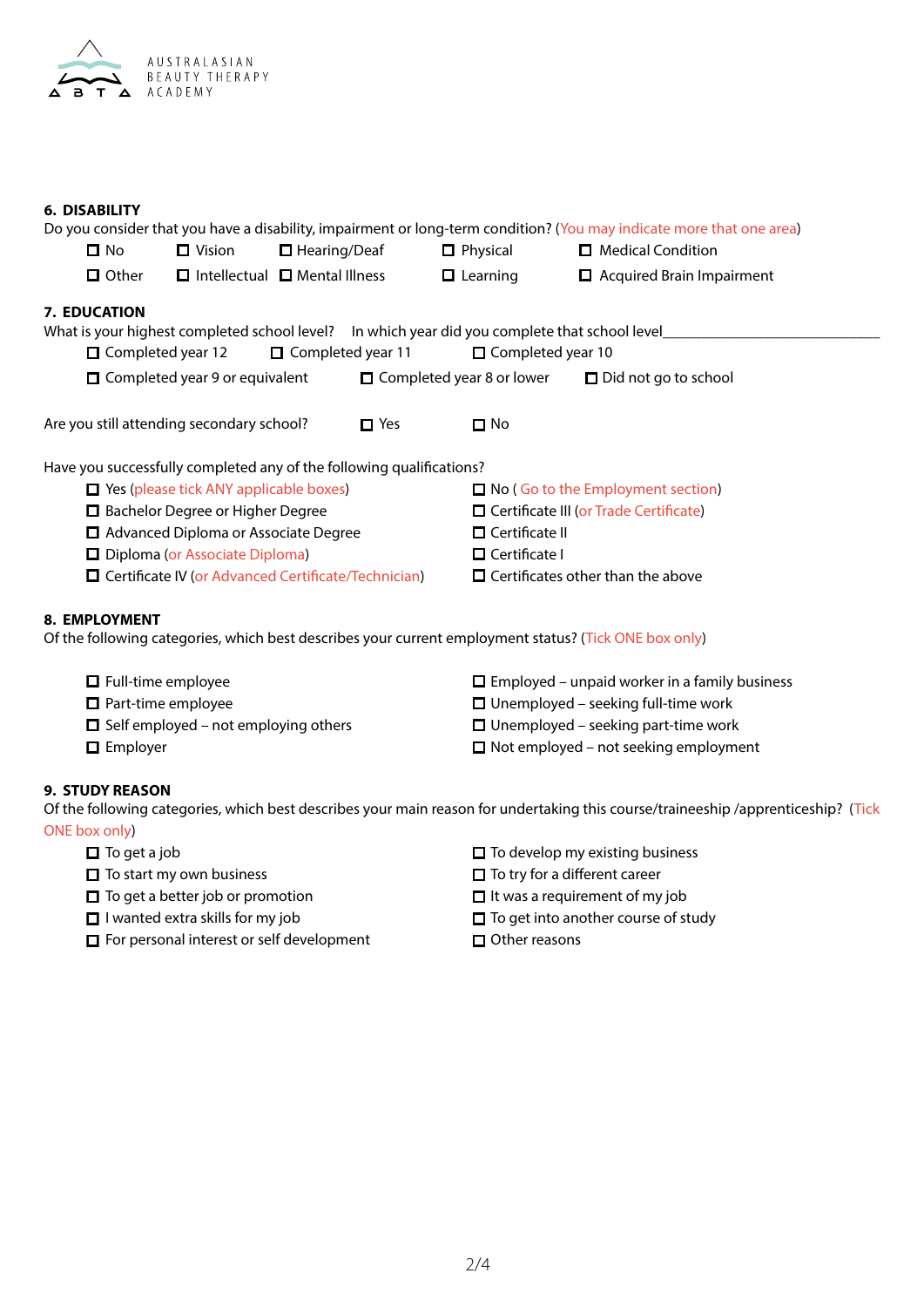AUSTRALASIAN BEAUTY THERAPY ACADEMY

## 6. DISABILITY

Do you consider that you have a disability, impairment or long-term condition? (You may indicate more that one area)

- ☐ No
- ☐ Vision
- ☐ Hearing/Deaf
- ☐ Physical
- ☐ Medical Condition
- ☐ Other
- ☐ Intellectual
- ☐ Mental Illness
- ☐ Learning
- ☐ Acquired Brain Impairment

## 7. EDUCATION

What is your highest completed school level? In which year did you complete that school level\_\_\_\_\_\_\_\_\_\_\_\_\_\_\_\_\_\_\_\_\_\_\_\_\_\_\_\_

- ☐ Completed year 12
- ☐ Completed year 11
- ☐ Completed year 10
- ☐ Completed year 9 or equivalent
- ☐ Completed year 8 or lower
- ☐ Did not go to school

Are you still attending secondary school? ☐ Yes ☐ No

Have you successfully completed any of the following qualifications?

- ☐ Yes (please tick ANY applicable boxes)
- ☐ Bachelor Degree or Higher Degree
- ☐ Advanced Diploma or Associate Degree
- ☐ Diploma (or Associate Diploma)
- ☐ Certificate IV (or Advanced Certificate/Technician)
- ☐ No ( Go to the Employment section)
- ☐ Certificate III (or Trade Certificate)
- ☐ Certificate II
- ☐ Certificate I
- ☐ Certificates other than the above

## 8. EMPLOYMENT

Of the following categories, which best describes your current employment status? (Tick ONE box only)

- ☐ Full-time employee
- ☐ Part-time employee
- ☐ Self employed – not employing others
- ☐ Employer
- ☐ Employed – unpaid worker in a family business
- ☐ Unemployed – seeking full-time work
- ☐ Unemployed – seeking part-time work
- ☐ Not employed – not seeking employment

## 9. STUDY REASON

Of the following categories, which best describes your main reason for undertaking this course/traineeship /apprenticeship? (Tick ONE box only)

- ☐ To get a job
- ☐ To start my own business
- ☐ To get a better job or promotion
- ☐ I wanted extra skills for my job
- ☐ For personal interest or self development
- ☐ To develop my existing business
- ☐ To try for a different career
- ☐ It was a requirement of my job
- ☐ To get into another course of study
- ☐ Other reasons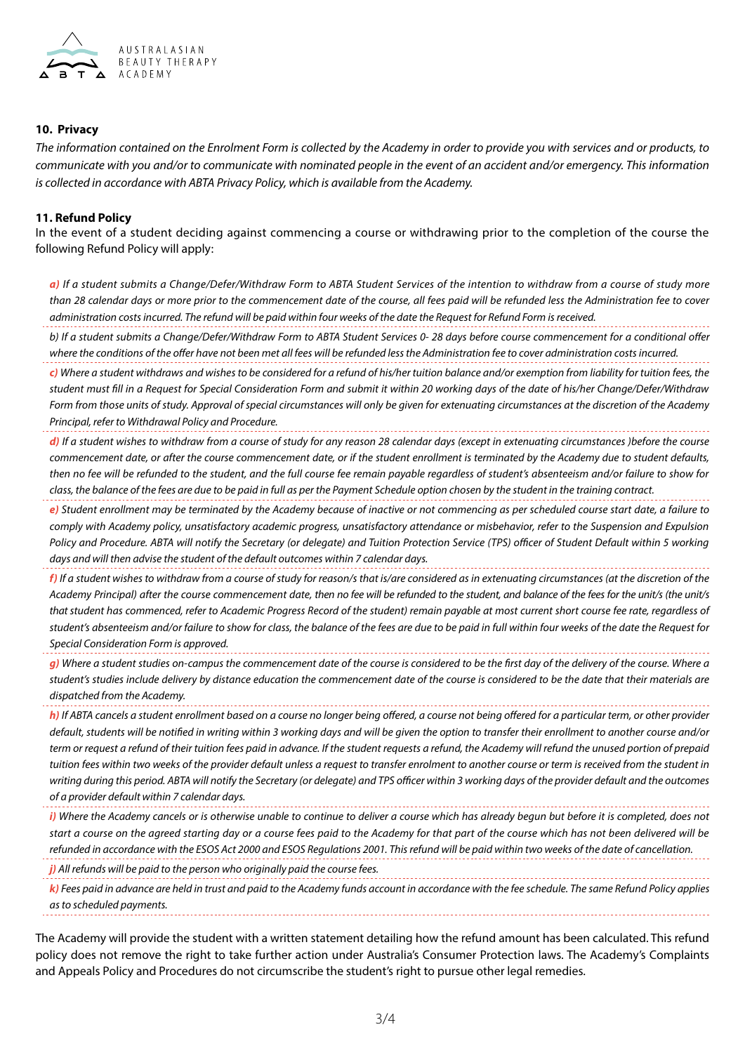**10. Privacy**

*The information contained on the Enrolment Form is collected by the Academy in order to provide you with services and or products, to communicate with you and/or to communicate with nominated people in the event of an accident and/or emergency. This information is collected in accordance with ABTA Privacy Policy, which is available from the Academy.*

**11. Refund Policy**

In the event of a student deciding against commencing a course or withdrawing prior to the completion of the course the following Refund Policy will apply:

*a) If a student submits a Change/Defer/Withdraw Form to ABTA Student Services of the intention to withdraw from a course of study more than 28 calendar days or more prior to the commencement date of the course, all fees paid will be refunded less the Administration fee to cover administration costs incurred. The refund will be paid within four weeks of the date the Request for Refund Form is received.*

*b) If a student submits a Change/Defer/Withdraw Form to ABTA Student Services 0- 28 days before course commencement for a conditional offer where the conditions of the offer have not been met all fees will be refunded less the Administration fee to cover administration costs incurred.*

*c) Where a student withdraws and wishes to be considered for a refund of his/her tuition balance and/or exemption from liability for tuition fees, the student must fill in a Request for Special Consideration Form and submit it within 20 working days of the date of his/her Change/Defer/Withdraw Form from those units of study. Approval of special circumstances will only be given for extenuating circumstances at the discretion of the Academy Principal, refer to Withdrawal Policy and Procedure.*

*d) If a student wishes to withdraw from a course of study for any reason 28 calendar days (except in extenuating circumstances )before the course commencement date, or after the course commencement date, or if the student enrollment is terminated by the Academy due to student defaults, then no fee will be refunded to the student, and the full course fee remain payable regardless of student's absenteeism and/or failure to show for class, the balance of the fees are due to be paid in full as per the Payment Schedule option chosen by the student in the training contract.*

*e) Student enrollment may be terminated by the Academy because of inactive or not commencing as per scheduled course start date, a failure to comply with Academy policy, unsatisfactory academic progress, unsatisfactory attendance or misbehavior, refer to the Suspension and Expulsion Policy and Procedure. ABTA will notify the Secretary (or delegate) and Tuition Protection Service (TPS) officer of Student Default within 5 working days and will then advise the student of the default outcomes within 7 calendar days.*

*f) If a student wishes to withdraw from a course of study for reason/s that is/are considered as in extenuating circumstances (at the discretion of the Academy Principal) after the course commencement date, then no fee will be refunded to the student, and balance of the fees for the unit/s (the unit/s that student has commenced, refer to Academic Progress Record of the student) remain payable at most current short course fee rate, regardless of student's absenteeism and/or failure to show for class, the balance of the fees are due to be paid in full within four weeks of the date the Request for Special Consideration Form is approved.*

*g) Where a student studies on-campus the commencement date of the course is considered to be the first day of the delivery of the course. Where a student's studies include delivery by distance education the commencement date of the course is considered to be the date that their materials are dispatched from the Academy.*

*h) If ABTA cancels a student enrollment based on a course no longer being offered, a course not being offered for a particular term, or other provider default, students will be notified in writing within 3 working days and will be given the option to transfer their enrollment to another course and/or term or request a refund of their tuition fees paid in advance. If the student requests a refund, the Academy will refund the unused portion of prepaid tuition fees within two weeks of the provider default unless a request to transfer enrolment to another course or term is received from the student in writing during this period. ABTA will notify the Secretary (or delegate) and TPS officer within 3 working days of the provider default and the outcomes of a provider default within 7 calendar days.*

*i) Where the Academy cancels or is otherwise unable to continue to deliver a course which has already begun but before it is completed, does not start a course on the agreed starting day or a course fees paid to the Academy for that part of the course which has not been delivered will be refunded in accordance with the ESOS Act 2000 and ESOS Regulations 2001. This refund will be paid within two weeks of the date of cancellation.*

*j) All refunds will be paid to the person who originally paid the course fees.*

*k) Fees paid in advance are held in trust and paid to the Academy funds account in accordance with the fee schedule. The same Refund Policy applies as to scheduled payments.*

The Academy will provide the student with a written statement detailing how the refund amount has been calculated. This refund policy does not remove the right to take further action under Australia's Consumer Protection laws. The Academy's Complaints and Appeals Policy and Procedures do not circumscribe the student's right to pursue other legal remedies.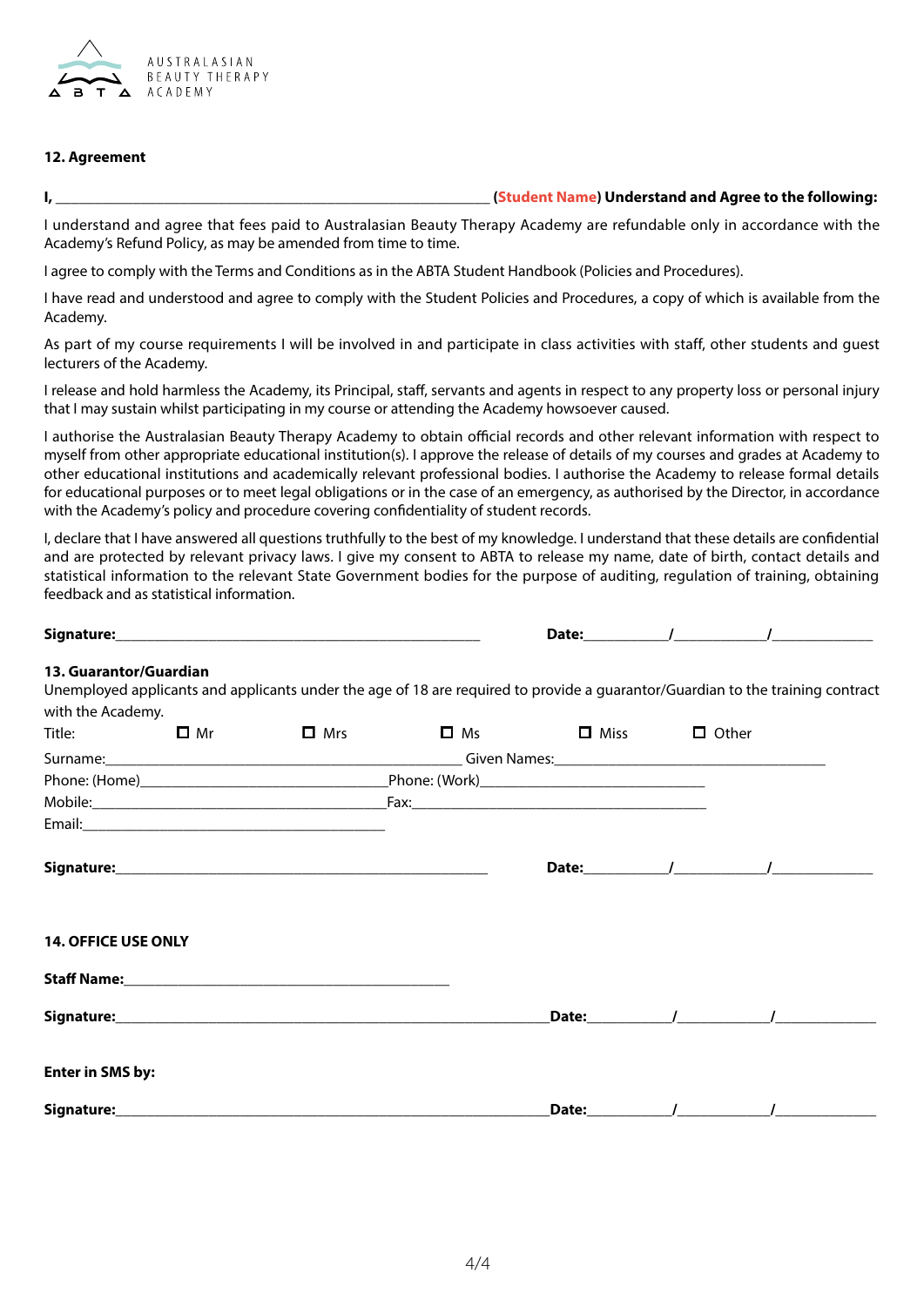AUSTRALASIAN BEAUTY THERAPY ACADEMY

**12. Agreement**

**I, ______________________________________________ (Student Name) Understand and Agree to the following:**

I understand and agree that fees paid to Australasian Beauty Therapy Academy are refundable only in accordance with the Academy's Refund Policy, as may be amended from time to time.

I agree to comply with the Terms and Conditions as in the ABTA Student Handbook (Policies and Procedures).

I have read and understood and agree to comply with the Student Policies and Procedures, a copy of which is available from the Academy.

As part of my course requirements I will be involved in and participate in class activities with staff, other students and guest lecturers of the Academy.

I release and hold harmless the Academy, its Principal, staff, servants and agents in respect to any property loss or personal injury that I may sustain whilst participating in my course or attending the Academy howsoever caused.

I authorise the Australasian Beauty Therapy Academy to obtain official records and other relevant information with respect to myself from other appropriate educational institution(s). I approve the release of details of my courses and grades at Academy to other educational institutions and academically relevant professional bodies. I authorise the Academy to release formal details for educational purposes or to meet legal obligations or in the case of an emergency, as authorised by the Director, in accordance with the Academy's policy and procedure covering confidentiality of student records.

I, declare that I have answered all questions truthfully to the best of my knowledge. I understand that these details are confidential and are protected by relevant privacy laws. I give my consent to ABTA to release my name, date of birth, contact details and statistical information to the relevant State Government bodies for the purpose of auditing, regulation of training, obtaining feedback and as statistical information.

**Signature:**________________________________________ **Date:**________/__________/___________

**13. Guarantor/Guardian**

Unemployed applicants and applicants under the age of 18 are required to provide a guarantor/Guardian to the training contract with the Academy.

Title: ☐ Mr ☐ Mrs ☐ Ms ☐ Miss ☐ Other

Surname:________________________________________ Given Names:______________________________

Phone: (Home)___________________________ Phone: (Work)___________________________

Mobile:_________________________________ Fax:_____________________________________

Email:__________________________________

**Signature:**________________________________________ **Date:**________/__________/___________

**14. OFFICE USE ONLY**

**Staff Name:**__________________________________

**Signature:**____________________________________________ **Date:**________/__________/___________

**Enter in SMS by:**

**Signature:**____________________________________________ **Date:**________/__________/___________